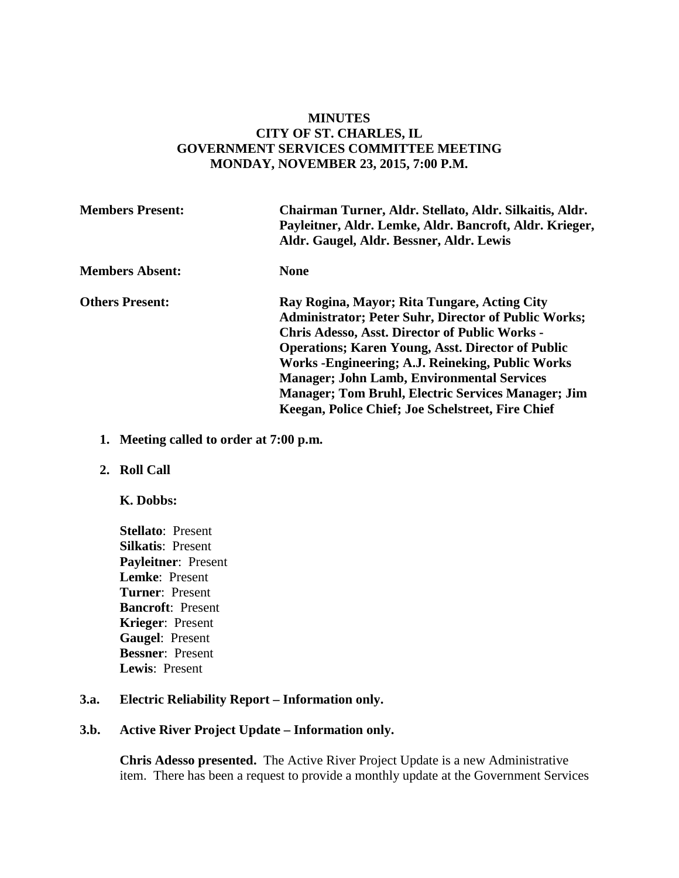**MINUTES**
**CITY OF ST. CHARLES, IL**
**GOVERNMENT SERVICES COMMITTEE MEETING**
**MONDAY, NOVEMBER 23, 2015, 7:00 P.M.**

**Members Present:** **Chairman Turner, Aldr. Stellato, Aldr. Silkaitis, Aldr. Payleitner, Aldr. Lemke, Aldr. Bancroft, Aldr. Krieger, Aldr. Gaugel, Aldr. Bessner, Aldr. Lewis**

**Members Absent:** **None**

**Others Present:** **Ray Rogina, Mayor; Rita Tungare, Acting City Administrator; Peter Suhr, Director of Public Works; Chris Adesso, Asst. Director of Public Works - Operations; Karen Young, Asst. Director of Public Works -Engineering; A.J. Reineking, Public Works Manager; John Lamb, Environmental Services Manager; Tom Bruhl, Electric Services Manager; Jim Keegan, Police Chief; Joe Schelstreet, Fire Chief**

1. **Meeting called to order at 7:00 p.m.**

2. **Roll Call**

   **K. Dobbs:**

   **Stellato**: Present
   **Silkatis**: Present
   **Payleitner**: Present
   **Lemke**: Present
   **Turner**: Present
   **Bancroft**: Present
   **Krieger**: Present
   **Gaugel**: Present
   **Bessner**: Present
   **Lewis**: Present

**3.a. Electric Reliability Report – Information only.**

**3.b. Active River Project Update – Information only.**

**Chris Adesso presented.** The Active River Project Update is a new Administrative item. There has been a request to provide a monthly update at the Government Services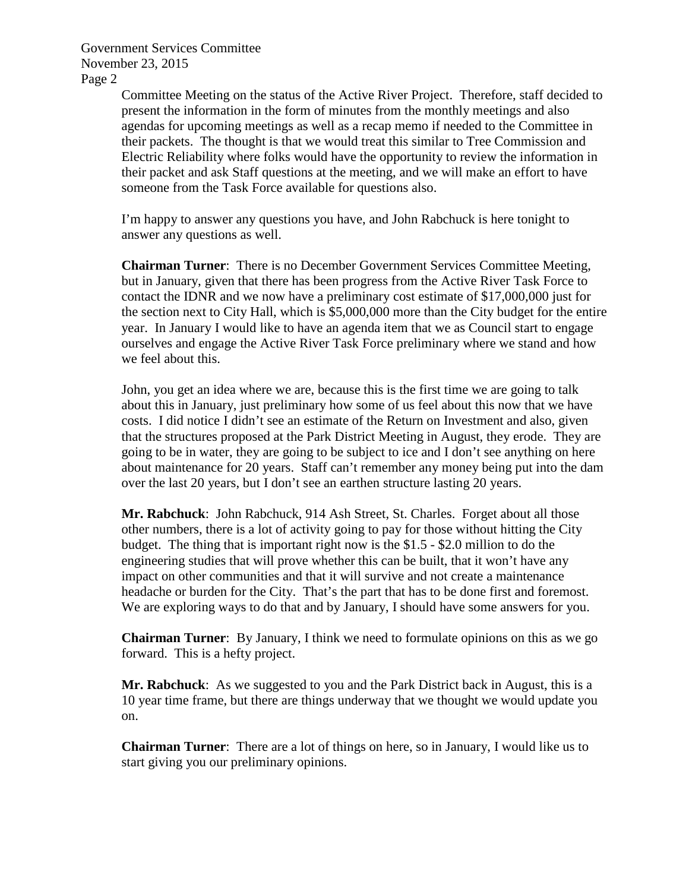Committee Meeting on the status of the Active River Project. Therefore, staff decided to present the information in the form of minutes from the monthly meetings and also agendas for upcoming meetings as well as a recap memo if needed to the Committee in their packets. The thought is that we would treat this similar to Tree Commission and Electric Reliability where folks would have the opportunity to review the information in their packet and ask Staff questions at the meeting, and we will make an effort to have someone from the Task Force available for questions also.

I'm happy to answer any questions you have, and John Rabchuck is here tonight to answer any questions as well.

**Chairman Turner**: There is no December Government Services Committee Meeting, but in January, given that there has been progress from the Active River Task Force to contact the IDNR and we now have a preliminary cost estimate of $17,000,000 just for the section next to City Hall, which is $5,000,000 more than the City budget for the entire year. In January I would like to have an agenda item that we as Council start to engage ourselves and engage the Active River Task Force preliminary where we stand and how we feel about this.

John, you get an idea where we are, because this is the first time we are going to talk about this in January, just preliminary how some of us feel about this now that we have costs. I did notice I didn't see an estimate of the Return on Investment and also, given that the structures proposed at the Park District Meeting in August, they erode. They are going to be in water, they are going to be subject to ice and I don't see anything on here about maintenance for 20 years. Staff can't remember any money being put into the dam over the last 20 years, but I don't see an earthen structure lasting 20 years.

**Mr. Rabchuck**: John Rabchuck, 914 Ash Street, St. Charles. Forget about all those other numbers, there is a lot of activity going to pay for those without hitting the City budget. The thing that is important right now is the $1.5 - $2.0 million to do the engineering studies that will prove whether this can be built, that it won't have any impact on other communities and that it will survive and not create a maintenance headache or burden for the City. That's the part that has to be done first and foremost. We are exploring ways to do that and by January, I should have some answers for you.

**Chairman Turner**: By January, I think we need to formulate opinions on this as we go forward. This is a hefty project.

**Mr. Rabchuck**: As we suggested to you and the Park District back in August, this is a 10 year time frame, but there are things underway that we thought we would update you on.

**Chairman Turner**: There are a lot of things on here, so in January, I would like us to start giving you our preliminary opinions.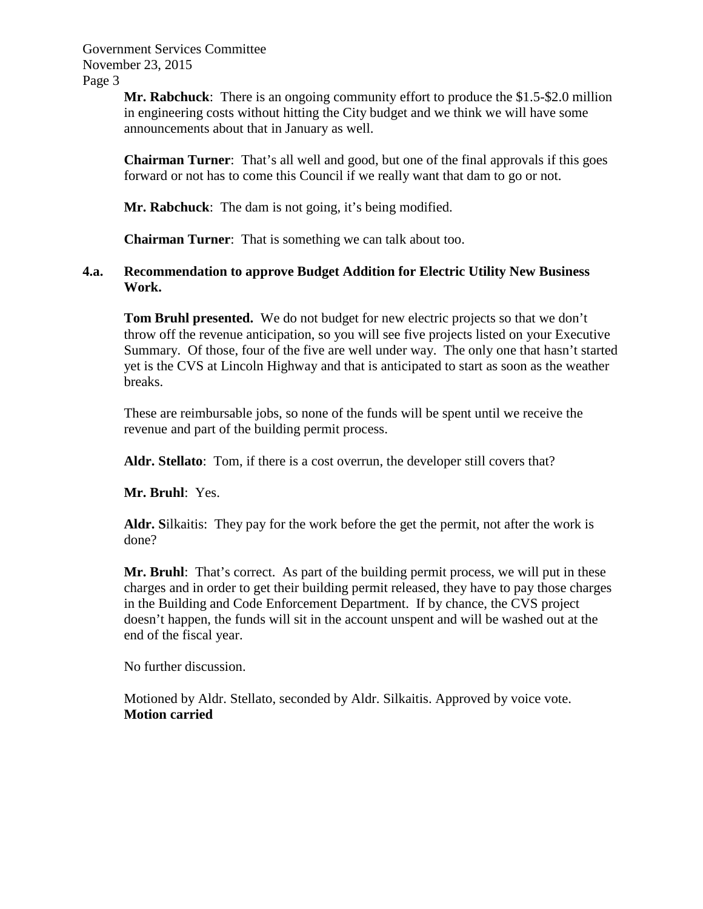**Mr. Rabchuck**: There is an ongoing community effort to produce the $1.5-$2.0 million in engineering costs without hitting the City budget and we think we will have some announcements about that in January as well.

**Chairman Turner**: That's all well and good, but one of the final approvals if this goes forward or not has to come this Council if we really want that dam to go or not.

**Mr. Rabchuck**: The dam is not going, it's being modified.

**Chairman Turner**: That is something we can talk about too.

**4.a. Recommendation to approve Budget Addition for Electric Utility New Business Work.**

**Tom Bruhl presented.** We do not budget for new electric projects so that we don't throw off the revenue anticipation, so you will see five projects listed on your Executive Summary. Of those, four of the five are well under way. The only one that hasn't started yet is the CVS at Lincoln Highway and that is anticipated to start as soon as the weather breaks.

These are reimbursable jobs, so none of the funds will be spent until we receive the revenue and part of the building permit process.

**Aldr. Stellato**: Tom, if there is a cost overrun, the developer still covers that?

**Mr. Bruhl**: Yes.

**Aldr. S**ilkaitis: They pay for the work before the get the permit, not after the work is done?

**Mr. Bruhl**: That's correct. As part of the building permit process, we will put in these charges and in order to get their building permit released, they have to pay those charges in the Building and Code Enforcement Department. If by chance, the CVS project doesn't happen, the funds will sit in the account unspent and will be washed out at the end of the fiscal year.

No further discussion.

Motioned by Aldr. Stellato, seconded by Aldr. Silkaitis. Approved by voice vote.
**Motion carried**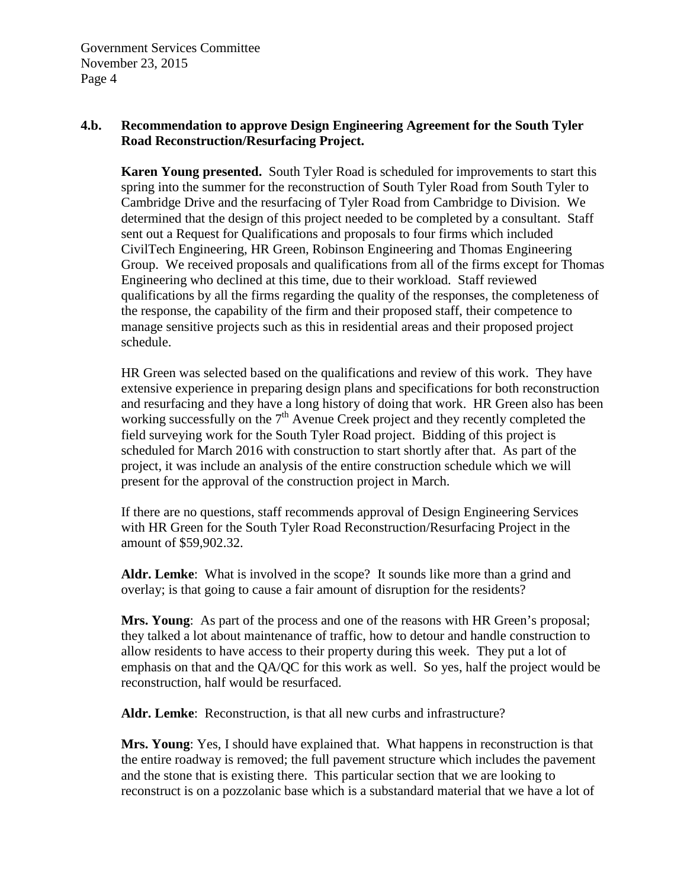**4.b. Recommendation to approve Design Engineering Agreement for the South Tyler Road Reconstruction/Resurfacing Project.**

**Karen Young presented.** South Tyler Road is scheduled for improvements to start this spring into the summer for the reconstruction of South Tyler Road from South Tyler to Cambridge Drive and the resurfacing of Tyler Road from Cambridge to Division. We determined that the design of this project needed to be completed by a consultant. Staff sent out a Request for Qualifications and proposals to four firms which included CivilTech Engineering, HR Green, Robinson Engineering and Thomas Engineering Group. We received proposals and qualifications from all of the firms except for Thomas Engineering who declined at this time, due to their workload. Staff reviewed qualifications by all the firms regarding the quality of the responses, the completeness of the response, the capability of the firm and their proposed staff, their competence to manage sensitive projects such as this in residential areas and their proposed project schedule.

HR Green was selected based on the qualifications and review of this work. They have extensive experience in preparing design plans and specifications for both reconstruction and resurfacing and they have a long history of doing that work. HR Green also has been working successfully on the 7th Avenue Creek project and they recently completed the field surveying work for the South Tyler Road project. Bidding of this project is scheduled for March 2016 with construction to start shortly after that. As part of the project, it was include an analysis of the entire construction schedule which we will present for the approval of the construction project in March.

If there are no questions, staff recommends approval of Design Engineering Services with HR Green for the South Tyler Road Reconstruction/Resurfacing Project in the amount of $59,902.32.

**Aldr. Lemke**: What is involved in the scope? It sounds like more than a grind and overlay; is that going to cause a fair amount of disruption for the residents?

**Mrs. Young**: As part of the process and one of the reasons with HR Green's proposal; they talked a lot about maintenance of traffic, how to detour and handle construction to allow residents to have access to their property during this week. They put a lot of emphasis on that and the QA/QC for this work as well. So yes, half the project would be reconstruction, half would be resurfaced.

**Aldr. Lemke**: Reconstruction, is that all new curbs and infrastructure?

**Mrs. Young**: Yes, I should have explained that. What happens in reconstruction is that the entire roadway is removed; the full pavement structure which includes the pavement and the stone that is existing there. This particular section that we are looking to reconstruct is on a pozzolanic base which is a substandard material that we have a lot of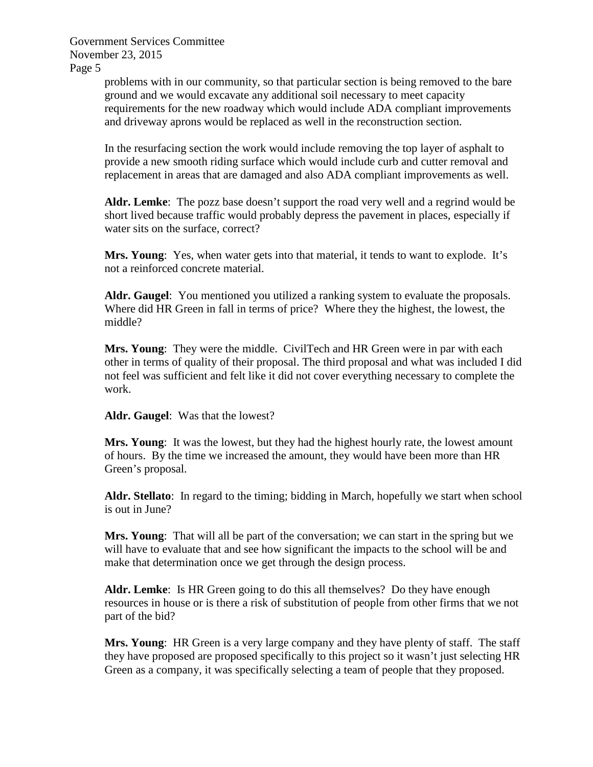problems with in our community, so that particular section is being removed to the bare ground and we would excavate any additional soil necessary to meet capacity requirements for the new roadway which would include ADA compliant improvements and driveway aprons would be replaced as well in the reconstruction section.

In the resurfacing section the work would include removing the top layer of asphalt to provide a new smooth riding surface which would include curb and cutter removal and replacement in areas that are damaged and also ADA compliant improvements as well.

**Aldr. Lemke**: The pozz base doesn't support the road very well and a regrind would be short lived because traffic would probably depress the pavement in places, especially if water sits on the surface, correct?

**Mrs. Young**: Yes, when water gets into that material, it tends to want to explode. It's not a reinforced concrete material.

**Aldr. Gaugel**: You mentioned you utilized a ranking system to evaluate the proposals. Where did HR Green in fall in terms of price? Where they the highest, the lowest, the middle?

**Mrs. Young**: They were the middle. CivilTech and HR Green were in par with each other in terms of quality of their proposal. The third proposal and what was included I did not feel was sufficient and felt like it did not cover everything necessary to complete the work.

**Aldr. Gaugel**: Was that the lowest?

**Mrs. Young**: It was the lowest, but they had the highest hourly rate, the lowest amount of hours. By the time we increased the amount, they would have been more than HR Green's proposal.

**Aldr. Stellato**: In regard to the timing; bidding in March, hopefully we start when school is out in June?

**Mrs. Young**: That will all be part of the conversation; we can start in the spring but we will have to evaluate that and see how significant the impacts to the school will be and make that determination once we get through the design process.

**Aldr. Lemke**: Is HR Green going to do this all themselves? Do they have enough resources in house or is there a risk of substitution of people from other firms that we not part of the bid?

**Mrs. Young**: HR Green is a very large company and they have plenty of staff. The staff they have proposed are proposed specifically to this project so it wasn't just selecting HR Green as a company, it was specifically selecting a team of people that they proposed.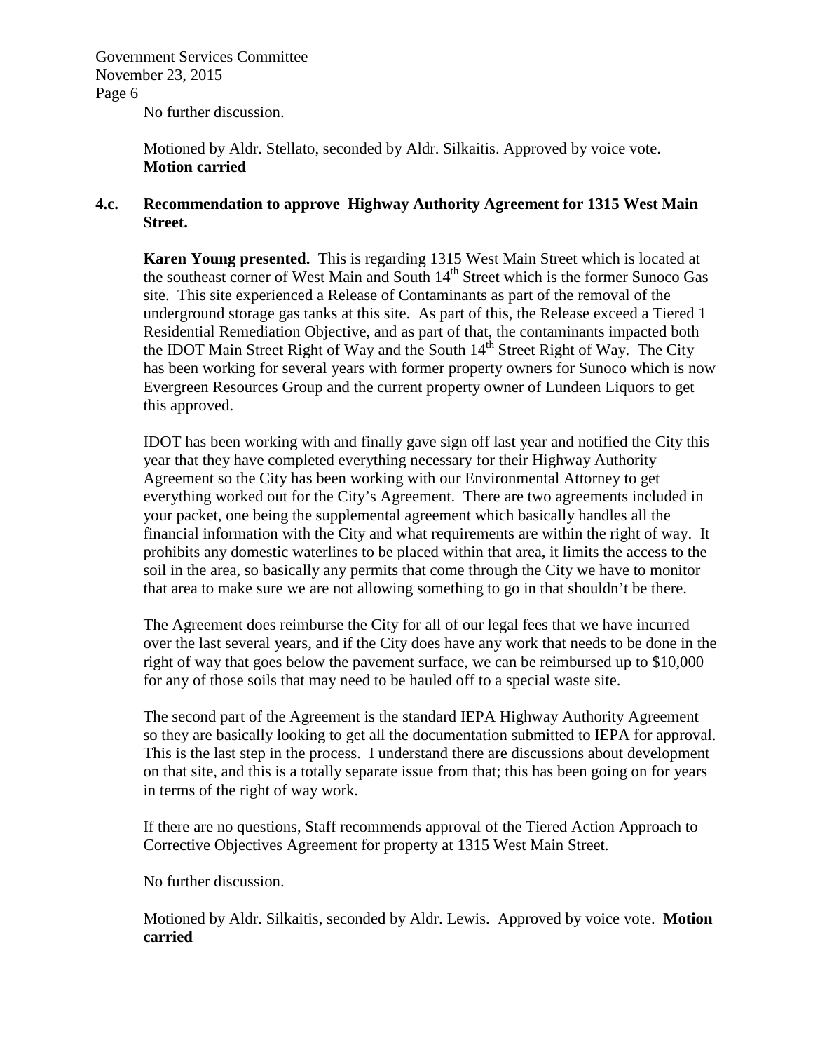No further discussion.

Motioned by Aldr. Stellato, seconded by Aldr. Silkaitis. Approved by voice vote. **Motion carried**

**4.c. Recommendation to approve Highway Authority Agreement for 1315 West Main Street.**

**Karen Young presented.** This is regarding 1315 West Main Street which is located at the southeast corner of West Main and South 14th Street which is the former Sunoco Gas site. This site experienced a Release of Contaminants as part of the removal of the underground storage gas tanks at this site. As part of this, the Release exceed a Tiered 1 Residential Remediation Objective, and as part of that, the contaminants impacted both the IDOT Main Street Right of Way and the South 14th Street Right of Way. The City has been working for several years with former property owners for Sunoco which is now Evergreen Resources Group and the current property owner of Lundeen Liquors to get this approved.

IDOT has been working with and finally gave sign off last year and notified the City this year that they have completed everything necessary for their Highway Authority Agreement so the City has been working with our Environmental Attorney to get everything worked out for the City's Agreement. There are two agreements included in your packet, one being the supplemental agreement which basically handles all the financial information with the City and what requirements are within the right of way. It prohibits any domestic waterlines to be placed within that area, it limits the access to the soil in the area, so basically any permits that come through the City we have to monitor that area to make sure we are not allowing something to go in that shouldn't be there.

The Agreement does reimburse the City for all of our legal fees that we have incurred over the last several years, and if the City does have any work that needs to be done in the right of way that goes below the pavement surface, we can be reimbursed up to $10,000 for any of those soils that may need to be hauled off to a special waste site.

The second part of the Agreement is the standard IEPA Highway Authority Agreement so they are basically looking to get all the documentation submitted to IEPA for approval. This is the last step in the process. I understand there are discussions about development on that site, and this is a totally separate issue from that; this has been going on for years in terms of the right of way work.

If there are no questions, Staff recommends approval of the Tiered Action Approach to Corrective Objectives Agreement for property at 1315 West Main Street.

No further discussion.

Motioned by Aldr. Silkaitis, seconded by Aldr. Lewis. Approved by voice vote. **Motion carried**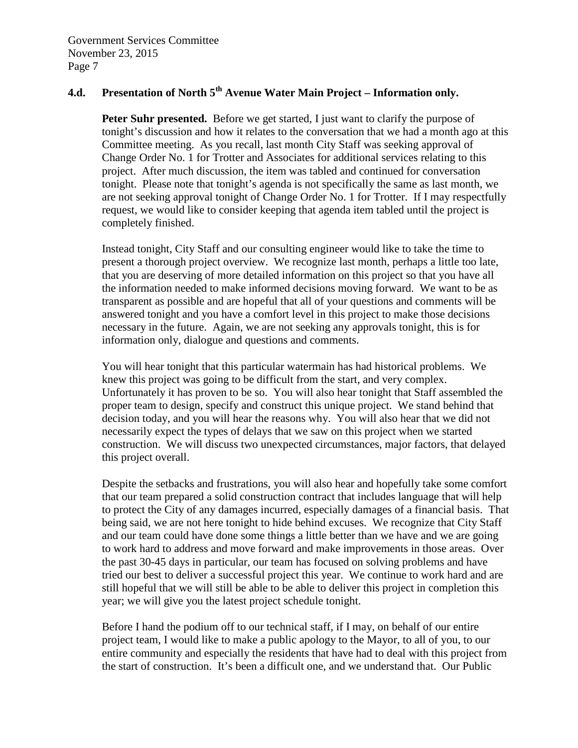## 4.d. Presentation of North 5th Avenue Water Main Project – Information only.

**Peter Suhr presented.** Before we get started, I just want to clarify the purpose of tonight's discussion and how it relates to the conversation that we had a month ago at this Committee meeting. As you recall, last month City Staff was seeking approval of Change Order No. 1 for Trotter and Associates for additional services relating to this project. After much discussion, the item was tabled and continued for conversation tonight. Please note that tonight's agenda is not specifically the same as last month, we are not seeking approval tonight of Change Order No. 1 for Trotter. If I may respectfully request, we would like to consider keeping that agenda item tabled until the project is completely finished.

Instead tonight, City Staff and our consulting engineer would like to take the time to present a thorough project overview. We recognize last month, perhaps a little too late, that you are deserving of more detailed information on this project so that you have all the information needed to make informed decisions moving forward. We want to be as transparent as possible and are hopeful that all of your questions and comments will be answered tonight and you have a comfort level in this project to make those decisions necessary in the future. Again, we are not seeking any approvals tonight, this is for information only, dialogue and questions and comments.

You will hear tonight that this particular watermain has had historical problems. We knew this project was going to be difficult from the start, and very complex. Unfortunately it has proven to be so. You will also hear tonight that Staff assembled the proper team to design, specify and construct this unique project. We stand behind that decision today, and you will hear the reasons why. You will also hear that we did not necessarily expect the types of delays that we saw on this project when we started construction. We will discuss two unexpected circumstances, major factors, that delayed this project overall.

Despite the setbacks and frustrations, you will also hear and hopefully take some comfort that our team prepared a solid construction contract that includes language that will help to protect the City of any damages incurred, especially damages of a financial basis. That being said, we are not here tonight to hide behind excuses. We recognize that City Staff and our team could have done some things a little better than we have and we are going to work hard to address and move forward and make improvements in those areas. Over the past 30-45 days in particular, our team has focused on solving problems and have tried our best to deliver a successful project this year. We continue to work hard and are still hopeful that we will still be able to be able to deliver this project in completion this year; we will give you the latest project schedule tonight.

Before I hand the podium off to our technical staff, if I may, on behalf of our entire project team, I would like to make a public apology to the Mayor, to all of you, to our entire community and especially the residents that have had to deal with this project from the start of construction. It's been a difficult one, and we understand that. Our Public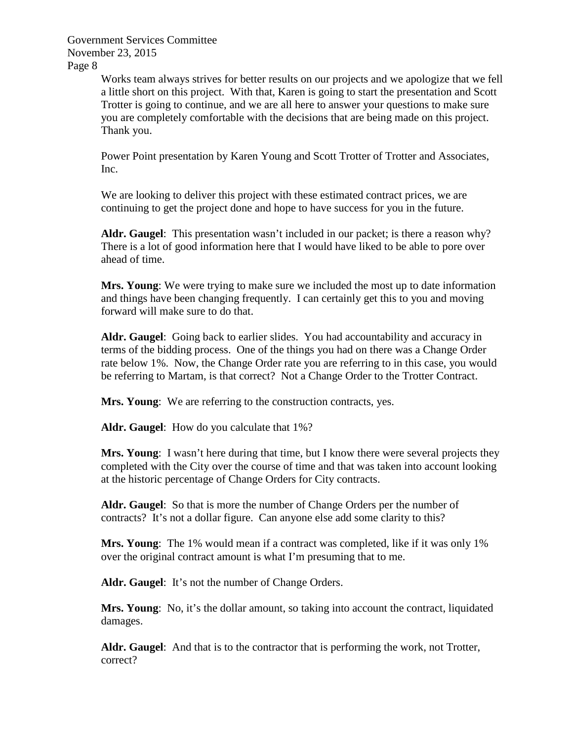Works team always strives for better results on our projects and we apologize that we fell a little short on this project. With that, Karen is going to start the presentation and Scott Trotter is going to continue, and we are all here to answer your questions to make sure you are completely comfortable with the decisions that are being made on this project. Thank you.

Power Point presentation by Karen Young and Scott Trotter of Trotter and Associates, Inc.

We are looking to deliver this project with these estimated contract prices, we are continuing to get the project done and hope to have success for you in the future.

**Aldr. Gaugel**: This presentation wasn't included in our packet; is there a reason why? There is a lot of good information here that I would have liked to be able to pore over ahead of time.

**Mrs. Young**: We were trying to make sure we included the most up to date information and things have been changing frequently. I can certainly get this to you and moving forward will make sure to do that.

**Aldr. Gaugel**: Going back to earlier slides. You had accountability and accuracy in terms of the bidding process. One of the things you had on there was a Change Order rate below 1%. Now, the Change Order rate you are referring to in this case, you would be referring to Martam, is that correct? Not a Change Order to the Trotter Contract.

**Mrs. Young**: We are referring to the construction contracts, yes.

**Aldr. Gaugel**: How do you calculate that 1%?

**Mrs. Young**: I wasn't here during that time, but I know there were several projects they completed with the City over the course of time and that was taken into account looking at the historic percentage of Change Orders for City contracts.

**Aldr. Gaugel**: So that is more the number of Change Orders per the number of contracts? It's not a dollar figure. Can anyone else add some clarity to this?

**Mrs. Young**: The 1% would mean if a contract was completed, like if it was only 1% over the original contract amount is what I'm presuming that to me.

**Aldr. Gaugel**: It's not the number of Change Orders.

**Mrs. Young**: No, it's the dollar amount, so taking into account the contract, liquidated damages.

**Aldr. Gaugel**: And that is to the contractor that is performing the work, not Trotter, correct?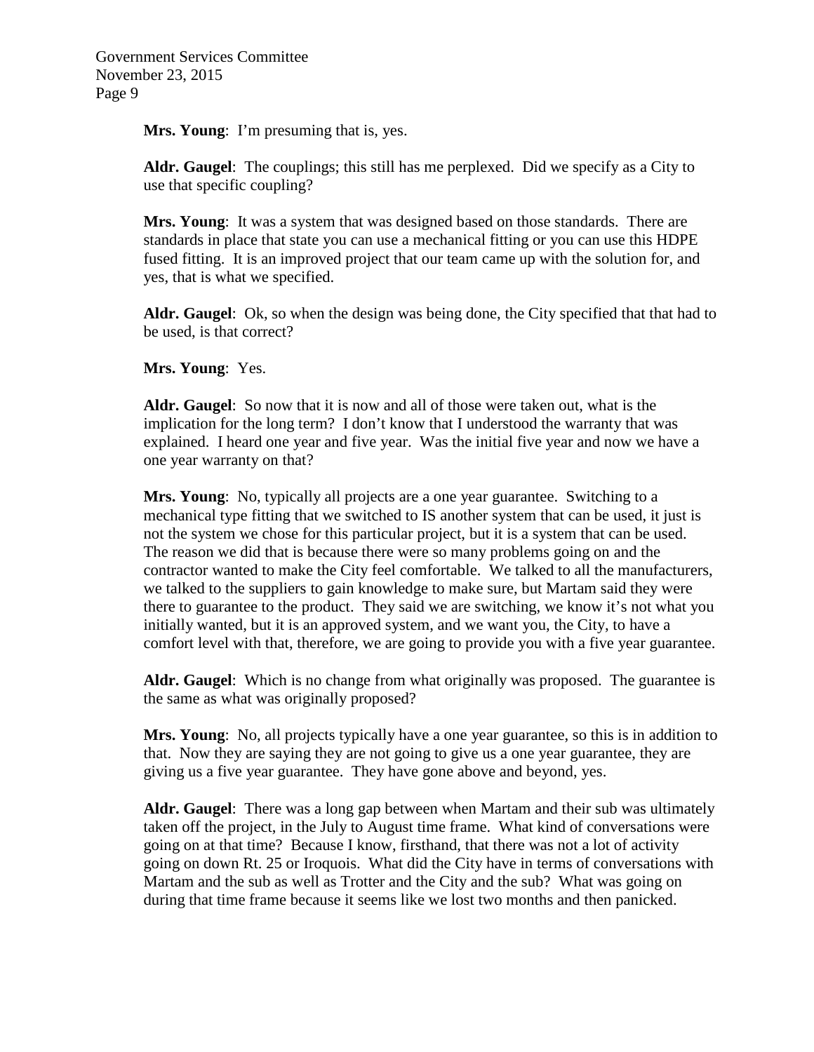**Mrs. Young**: I'm presuming that is, yes.

**Aldr. Gaugel**: The couplings; this still has me perplexed. Did we specify as a City to use that specific coupling?

**Mrs. Young**: It was a system that was designed based on those standards. There are standards in place that state you can use a mechanical fitting or you can use this HDPE fused fitting. It is an improved project that our team came up with the solution for, and yes, that is what we specified.

**Aldr. Gaugel**: Ok, so when the design was being done, the City specified that that had to be used, is that correct?

**Mrs. Young**: Yes.

**Aldr. Gaugel**: So now that it is now and all of those were taken out, what is the implication for the long term? I don't know that I understood the warranty that was explained. I heard one year and five year. Was the initial five year and now we have a one year warranty on that?

**Mrs. Young**: No, typically all projects are a one year guarantee. Switching to a mechanical type fitting that we switched to IS another system that can be used, it just is not the system we chose for this particular project, but it is a system that can be used. The reason we did that is because there were so many problems going on and the contractor wanted to make the City feel comfortable. We talked to all the manufacturers, we talked to the suppliers to gain knowledge to make sure, but Martam said they were there to guarantee to the product. They said we are switching, we know it's not what you initially wanted, but it is an approved system, and we want you, the City, to have a comfort level with that, therefore, we are going to provide you with a five year guarantee.

**Aldr. Gaugel**: Which is no change from what originally was proposed. The guarantee is the same as what was originally proposed?

**Mrs. Young**: No, all projects typically have a one year guarantee, so this is in addition to that. Now they are saying they are not going to give us a one year guarantee, they are giving us a five year guarantee. They have gone above and beyond, yes.

**Aldr. Gaugel**: There was a long gap between when Martam and their sub was ultimately taken off the project, in the July to August time frame. What kind of conversations were going on at that time? Because I know, firsthand, that there was not a lot of activity going on down Rt. 25 or Iroquois. What did the City have in terms of conversations with Martam and the sub as well as Trotter and the City and the sub? What was going on during that time frame because it seems like we lost two months and then panicked.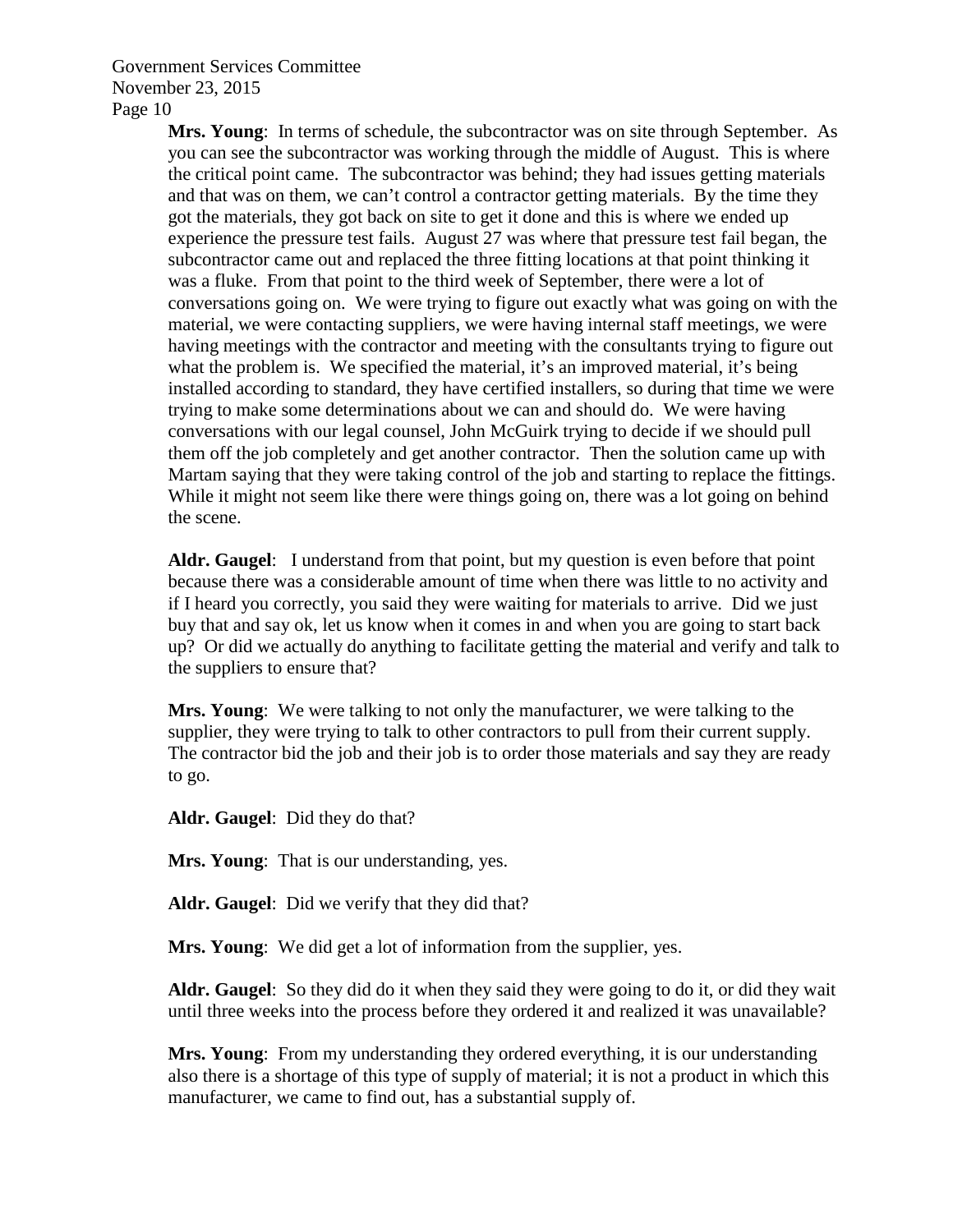**Mrs. Young**: In terms of schedule, the subcontractor was on site through September. As you can see the subcontractor was working through the middle of August. This is where the critical point came. The subcontractor was behind; they had issues getting materials and that was on them, we can't control a contractor getting materials. By the time they got the materials, they got back on site to get it done and this is where we ended up experience the pressure test fails. August 27 was where that pressure test fail began, the subcontractor came out and replaced the three fitting locations at that point thinking it was a fluke. From that point to the third week of September, there were a lot of conversations going on. We were trying to figure out exactly what was going on with the material, we were contacting suppliers, we were having internal staff meetings, we were having meetings with the contractor and meeting with the consultants trying to figure out what the problem is. We specified the material, it's an improved material, it's being installed according to standard, they have certified installers, so during that time we were trying to make some determinations about we can and should do. We were having conversations with our legal counsel, John McGuirk trying to decide if we should pull them off the job completely and get another contractor. Then the solution came up with Martam saying that they were taking control of the job and starting to replace the fittings. While it might not seem like there were things going on, there was a lot going on behind the scene.

**Aldr. Gaugel**: I understand from that point, but my question is even before that point because there was a considerable amount of time when there was little to no activity and if I heard you correctly, you said they were waiting for materials to arrive. Did we just buy that and say ok, let us know when it comes in and when you are going to start back up? Or did we actually do anything to facilitate getting the material and verify and talk to the suppliers to ensure that?

**Mrs. Young**: We were talking to not only the manufacturer, we were talking to the supplier, they were trying to talk to other contractors to pull from their current supply. The contractor bid the job and their job is to order those materials and say they are ready to go.

**Aldr. Gaugel**: Did they do that?

**Mrs. Young**: That is our understanding, yes.

**Aldr. Gaugel**: Did we verify that they did that?

**Mrs. Young**: We did get a lot of information from the supplier, yes.

**Aldr. Gaugel**: So they did do it when they said they were going to do it, or did they wait until three weeks into the process before they ordered it and realized it was unavailable?

**Mrs. Young**: From my understanding they ordered everything, it is our understanding also there is a shortage of this type of supply of material; it is not a product in which this manufacturer, we came to find out, has a substantial supply of.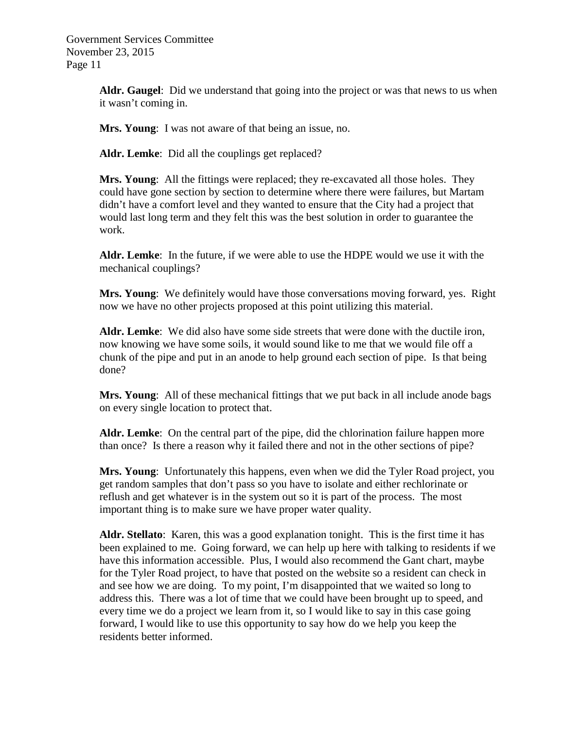**Aldr. Gaugel**: Did we understand that going into the project or was that news to us when it wasn't coming in.

**Mrs. Young**: I was not aware of that being an issue, no.

**Aldr. Lemke**: Did all the couplings get replaced?

**Mrs. Young**: All the fittings were replaced; they re-excavated all those holes. They could have gone section by section to determine where there were failures, but Martam didn't have a comfort level and they wanted to ensure that the City had a project that would last long term and they felt this was the best solution in order to guarantee the work.

**Aldr. Lemke**: In the future, if we were able to use the HDPE would we use it with the mechanical couplings?

**Mrs. Young**: We definitely would have those conversations moving forward, yes. Right now we have no other projects proposed at this point utilizing this material.

**Aldr. Lemke**: We did also have some side streets that were done with the ductile iron, now knowing we have some soils, it would sound like to me that we would file off a chunk of the pipe and put in an anode to help ground each section of pipe. Is that being done?

**Mrs. Young**: All of these mechanical fittings that we put back in all include anode bags on every single location to protect that.

**Aldr. Lemke**: On the central part of the pipe, did the chlorination failure happen more than once? Is there a reason why it failed there and not in the other sections of pipe?

**Mrs. Young**: Unfortunately this happens, even when we did the Tyler Road project, you get random samples that don't pass so you have to isolate and either rechlorinate or reflush and get whatever is in the system out so it is part of the process. The most important thing is to make sure we have proper water quality.

**Aldr. Stellato**: Karen, this was a good explanation tonight. This is the first time it has been explained to me. Going forward, we can help up here with talking to residents if we have this information accessible. Plus, I would also recommend the Gant chart, maybe for the Tyler Road project, to have that posted on the website so a resident can check in and see how we are doing. To my point, I'm disappointed that we waited so long to address this. There was a lot of time that we could have been brought up to speed, and every time we do a project we learn from it, so I would like to say in this case going forward, I would like to use this opportunity to say how do we help you keep the residents better informed.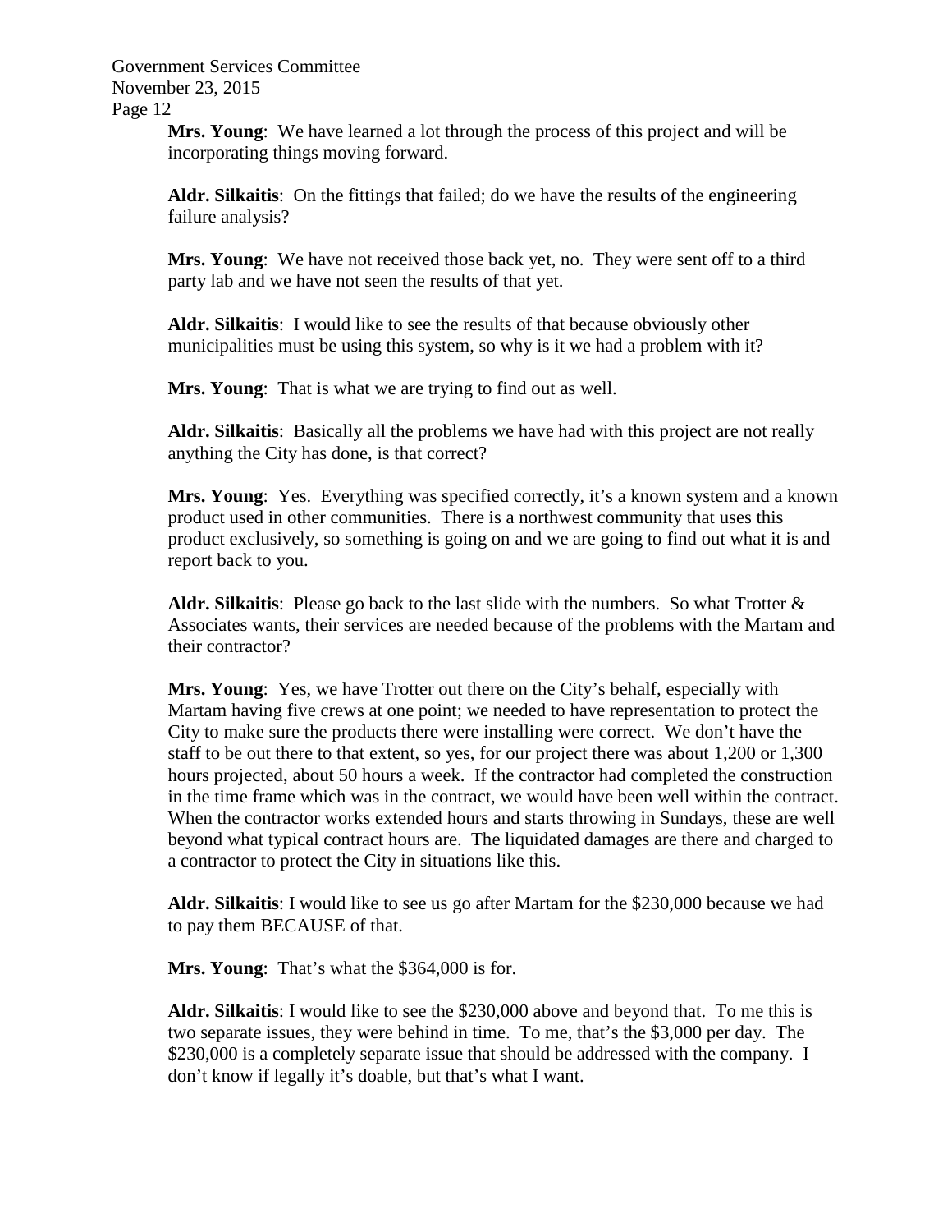**Mrs. Young**: We have learned a lot through the process of this project and will be incorporating things moving forward.

**Aldr. Silkaitis**: On the fittings that failed; do we have the results of the engineering failure analysis?

**Mrs. Young**: We have not received those back yet, no. They were sent off to a third party lab and we have not seen the results of that yet.

**Aldr. Silkaitis**: I would like to see the results of that because obviously other municipalities must be using this system, so why is it we had a problem with it?

**Mrs. Young**: That is what we are trying to find out as well.

**Aldr. Silkaitis**: Basically all the problems we have had with this project are not really anything the City has done, is that correct?

**Mrs. Young**: Yes. Everything was specified correctly, it's a known system and a known product used in other communities. There is a northwest community that uses this product exclusively, so something is going on and we are going to find out what it is and report back to you.

**Aldr. Silkaitis**: Please go back to the last slide with the numbers. So what Trotter & Associates wants, their services are needed because of the problems with the Martam and their contractor?

**Mrs. Young**: Yes, we have Trotter out there on the City's behalf, especially with Martam having five crews at one point; we needed to have representation to protect the City to make sure the products there were installing were correct. We don't have the staff to be out there to that extent, so yes, for our project there was about 1,200 or 1,300 hours projected, about 50 hours a week. If the contractor had completed the construction in the time frame which was in the contract, we would have been well within the contract. When the contractor works extended hours and starts throwing in Sundays, these are well beyond what typical contract hours are. The liquidated damages are there and charged to a contractor to protect the City in situations like this.

**Aldr. Silkaitis**: I would like to see us go after Martam for the $230,000 because we had to pay them BECAUSE of that.

**Mrs. Young**: That's what the $364,000 is for.

**Aldr. Silkaitis**: I would like to see the $230,000 above and beyond that. To me this is two separate issues, they were behind in time. To me, that's the $3,000 per day. The $230,000 is a completely separate issue that should be addressed with the company. I don't know if legally it's doable, but that's what I want.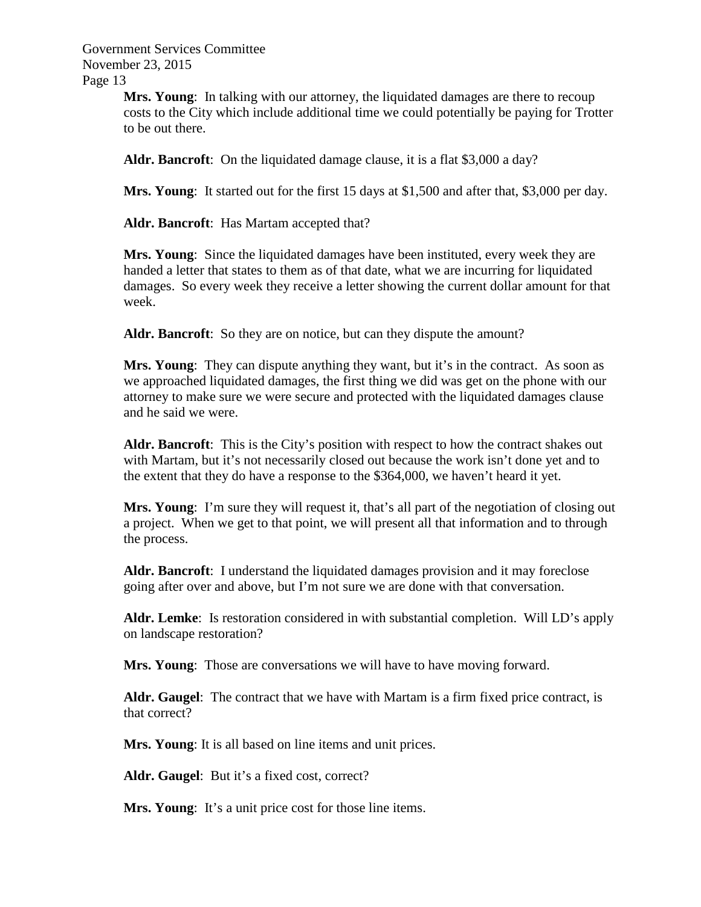**Mrs. Young**: In talking with our attorney, the liquidated damages are there to recoup costs to the City which include additional time we could potentially be paying for Trotter to be out there.

**Aldr. Bancroft**: On the liquidated damage clause, it is a flat $3,000 a day?

**Mrs. Young**: It started out for the first 15 days at $1,500 and after that, $3,000 per day.

**Aldr. Bancroft**: Has Martam accepted that?

**Mrs. Young**: Since the liquidated damages have been instituted, every week they are handed a letter that states to them as of that date, what we are incurring for liquidated damages. So every week they receive a letter showing the current dollar amount for that week.

**Aldr. Bancroft**: So they are on notice, but can they dispute the amount?

**Mrs. Young**: They can dispute anything they want, but it's in the contract. As soon as we approached liquidated damages, the first thing we did was get on the phone with our attorney to make sure we were secure and protected with the liquidated damages clause and he said we were.

**Aldr. Bancroft**: This is the City's position with respect to how the contract shakes out with Martam, but it's not necessarily closed out because the work isn't done yet and to the extent that they do have a response to the $364,000, we haven't heard it yet.

**Mrs. Young**: I'm sure they will request it, that's all part of the negotiation of closing out a project. When we get to that point, we will present all that information and to through the process.

**Aldr. Bancroft**: I understand the liquidated damages provision and it may foreclose going after over and above, but I'm not sure we are done with that conversation.

**Aldr. Lemke**: Is restoration considered in with substantial completion. Will LD's apply on landscape restoration?

**Mrs. Young**: Those are conversations we will have to have moving forward.

**Aldr. Gaugel**: The contract that we have with Martam is a firm fixed price contract, is that correct?

**Mrs. Young**: It is all based on line items and unit prices.

**Aldr. Gaugel**: But it's a fixed cost, correct?

**Mrs. Young**: It's a unit price cost for those line items.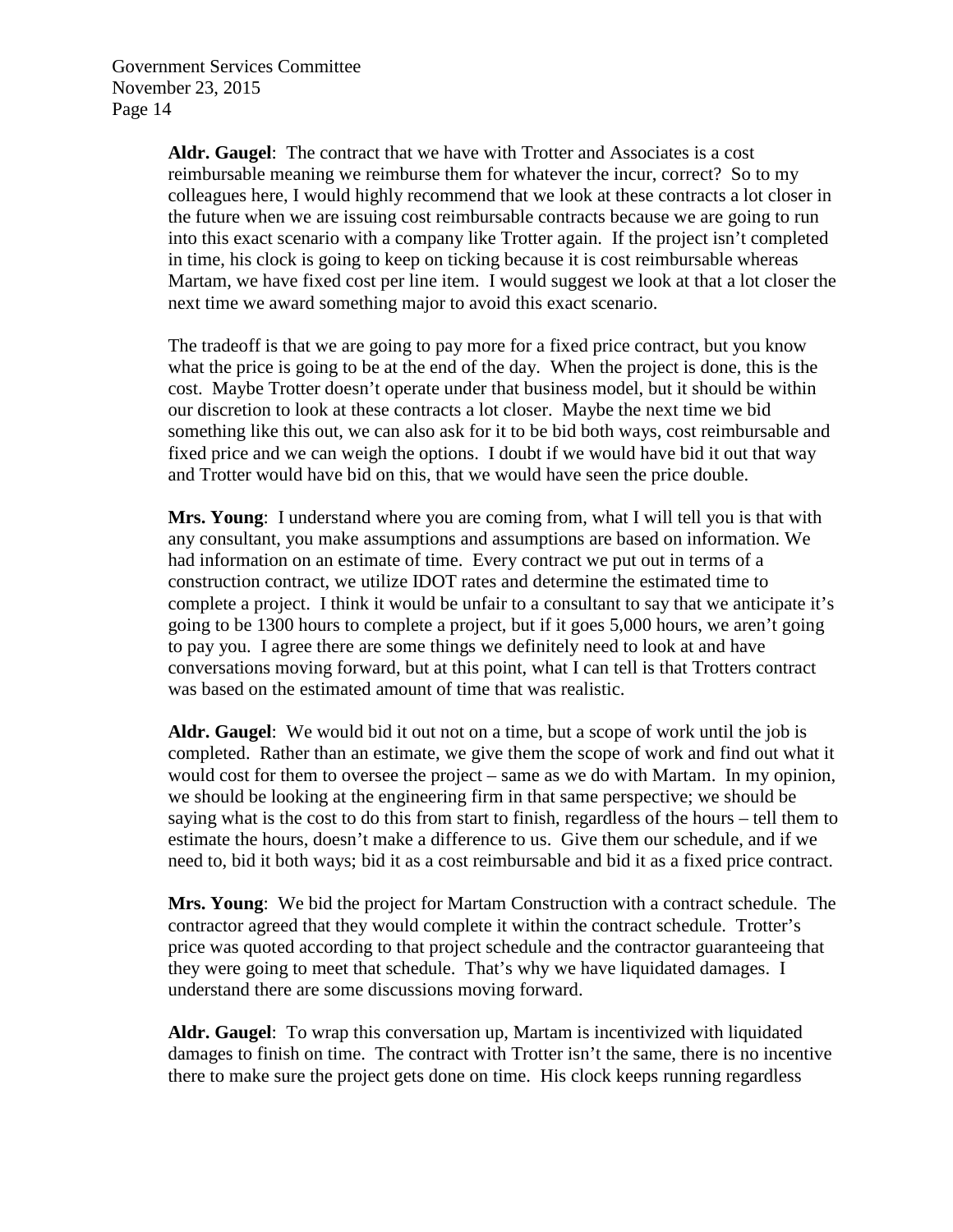**Aldr. Gaugel**: The contract that we have with Trotter and Associates is a cost reimbursable meaning we reimburse them for whatever the incur, correct? So to my colleagues here, I would highly recommend that we look at these contracts a lot closer in the future when we are issuing cost reimbursable contracts because we are going to run into this exact scenario with a company like Trotter again. If the project isn't completed in time, his clock is going to keep on ticking because it is cost reimbursable whereas Martam, we have fixed cost per line item. I would suggest we look at that a lot closer the next time we award something major to avoid this exact scenario.

The tradeoff is that we are going to pay more for a fixed price contract, but you know what the price is going to be at the end of the day. When the project is done, this is the cost. Maybe Trotter doesn't operate under that business model, but it should be within our discretion to look at these contracts a lot closer. Maybe the next time we bid something like this out, we can also ask for it to be bid both ways, cost reimbursable and fixed price and we can weigh the options. I doubt if we would have bid it out that way and Trotter would have bid on this, that we would have seen the price double.

**Mrs. Young**: I understand where you are coming from, what I will tell you is that with any consultant, you make assumptions and assumptions are based on information. We had information on an estimate of time. Every contract we put out in terms of a construction contract, we utilize IDOT rates and determine the estimated time to complete a project. I think it would be unfair to a consultant to say that we anticipate it's going to be 1300 hours to complete a project, but if it goes 5,000 hours, we aren't going to pay you. I agree there are some things we definitely need to look at and have conversations moving forward, but at this point, what I can tell is that Trotters contract was based on the estimated amount of time that was realistic.

**Aldr. Gaugel**: We would bid it out not on a time, but a scope of work until the job is completed. Rather than an estimate, we give them the scope of work and find out what it would cost for them to oversee the project – same as we do with Martam. In my opinion, we should be looking at the engineering firm in that same perspective; we should be saying what is the cost to do this from start to finish, regardless of the hours – tell them to estimate the hours, doesn't make a difference to us. Give them our schedule, and if we need to, bid it both ways; bid it as a cost reimbursable and bid it as a fixed price contract.

**Mrs. Young**: We bid the project for Martam Construction with a contract schedule. The contractor agreed that they would complete it within the contract schedule. Trotter's price was quoted according to that project schedule and the contractor guaranteeing that they were going to meet that schedule. That's why we have liquidated damages. I understand there are some discussions moving forward.

**Aldr. Gaugel**: To wrap this conversation up, Martam is incentivized with liquidated damages to finish on time. The contract with Trotter isn't the same, there is no incentive there to make sure the project gets done on time. His clock keeps running regardless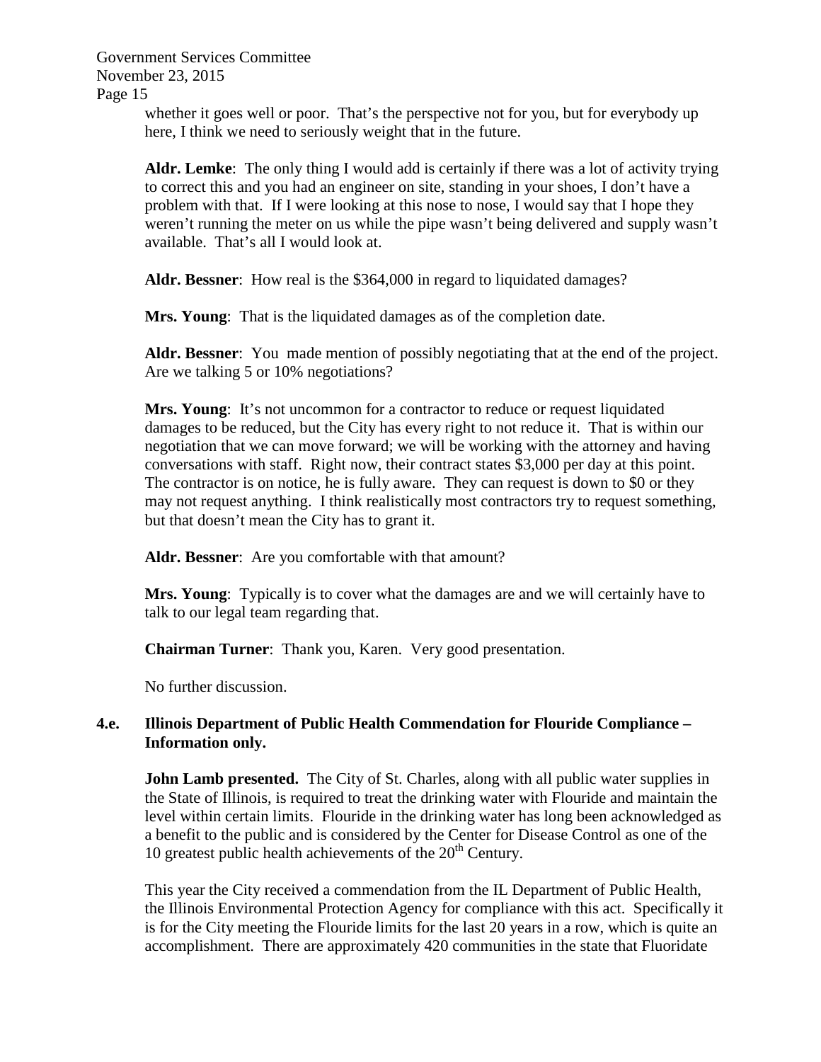whether it goes well or poor. That's the perspective not for you, but for everybody up here, I think we need to seriously weight that in the future.

**Aldr. Lemke**: The only thing I would add is certainly if there was a lot of activity trying to correct this and you had an engineer on site, standing in your shoes, I don't have a problem with that. If I were looking at this nose to nose, I would say that I hope they weren't running the meter on us while the pipe wasn't being delivered and supply wasn't available. That's all I would look at.

**Aldr. Bessner**: How real is the $364,000 in regard to liquidated damages?

**Mrs. Young**: That is the liquidated damages as of the completion date.

**Aldr. Bessner**: You made mention of possibly negotiating that at the end of the project. Are we talking 5 or 10% negotiations?

**Mrs. Young**: It's not uncommon for a contractor to reduce or request liquidated damages to be reduced, but the City has every right to not reduce it. That is within our negotiation that we can move forward; we will be working with the attorney and having conversations with staff. Right now, their contract states $3,000 per day at this point. The contractor is on notice, he is fully aware. They can request is down to $0 or they may not request anything. I think realistically most contractors try to request something, but that doesn't mean the City has to grant it.

**Aldr. Bessner**: Are you comfortable with that amount?

**Mrs. Young**: Typically is to cover what the damages are and we will certainly have to talk to our legal team regarding that.

**Chairman Turner**: Thank you, Karen. Very good presentation.

No further discussion.

**4.e. Illinois Department of Public Health Commendation for Flouride Compliance – Information only.**

**John Lamb presented.** The City of St. Charles, along with all public water supplies in the State of Illinois, is required to treat the drinking water with Flouride and maintain the level within certain limits. Flouride in the drinking water has long been acknowledged as a benefit to the public and is considered by the Center for Disease Control as one of the 10 greatest public health achievements of the 20th Century.

This year the City received a commendation from the IL Department of Public Health, the Illinois Environmental Protection Agency for compliance with this act. Specifically it is for the City meeting the Flouride limits for the last 20 years in a row, which is quite an accomplishment. There are approximately 420 communities in the state that Fluoridate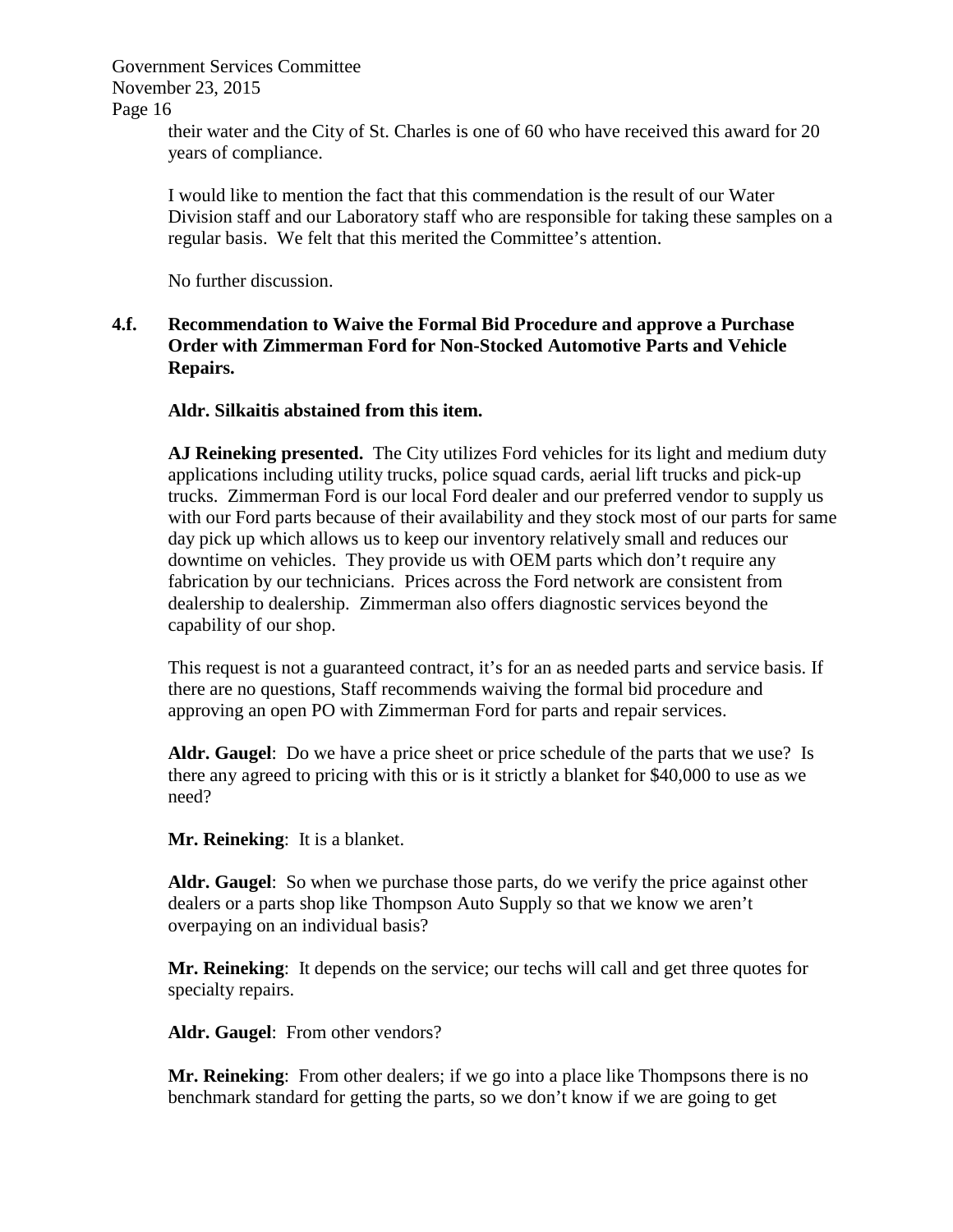their water and the City of St. Charles is one of 60 who have received this award for 20 years of compliance.

I would like to mention the fact that this commendation is the result of our Water Division staff and our Laboratory staff who are responsible for taking these samples on a regular basis. We felt that this merited the Committee's attention.

No further discussion.

**4.f. Recommendation to Waive the Formal Bid Procedure and approve a Purchase Order with Zimmerman Ford for Non-Stocked Automotive Parts and Vehicle Repairs.**

**Aldr. Silkaitis abstained from this item.**

**AJ Reineking presented.** The City utilizes Ford vehicles for its light and medium duty applications including utility trucks, police squad cards, aerial lift trucks and pick-up trucks. Zimmerman Ford is our local Ford dealer and our preferred vendor to supply us with our Ford parts because of their availability and they stock most of our parts for same day pick up which allows us to keep our inventory relatively small and reduces our downtime on vehicles. They provide us with OEM parts which don't require any fabrication by our technicians. Prices across the Ford network are consistent from dealership to dealership. Zimmerman also offers diagnostic services beyond the capability of our shop.

This request is not a guaranteed contract, it's for an as needed parts and service basis. If there are no questions, Staff recommends waiving the formal bid procedure and approving an open PO with Zimmerman Ford for parts and repair services.

**Aldr. Gaugel**: Do we have a price sheet or price schedule of the parts that we use? Is there any agreed to pricing with this or is it strictly a blanket for $40,000 to use as we need?

**Mr. Reineking**: It is a blanket.

**Aldr. Gaugel**: So when we purchase those parts, do we verify the price against other dealers or a parts shop like Thompson Auto Supply so that we know we aren't overpaying on an individual basis?

**Mr. Reineking**: It depends on the service; our techs will call and get three quotes for specialty repairs.

**Aldr. Gaugel**: From other vendors?

**Mr. Reineking**: From other dealers; if we go into a place like Thompsons there is no benchmark standard for getting the parts, so we don't know if we are going to get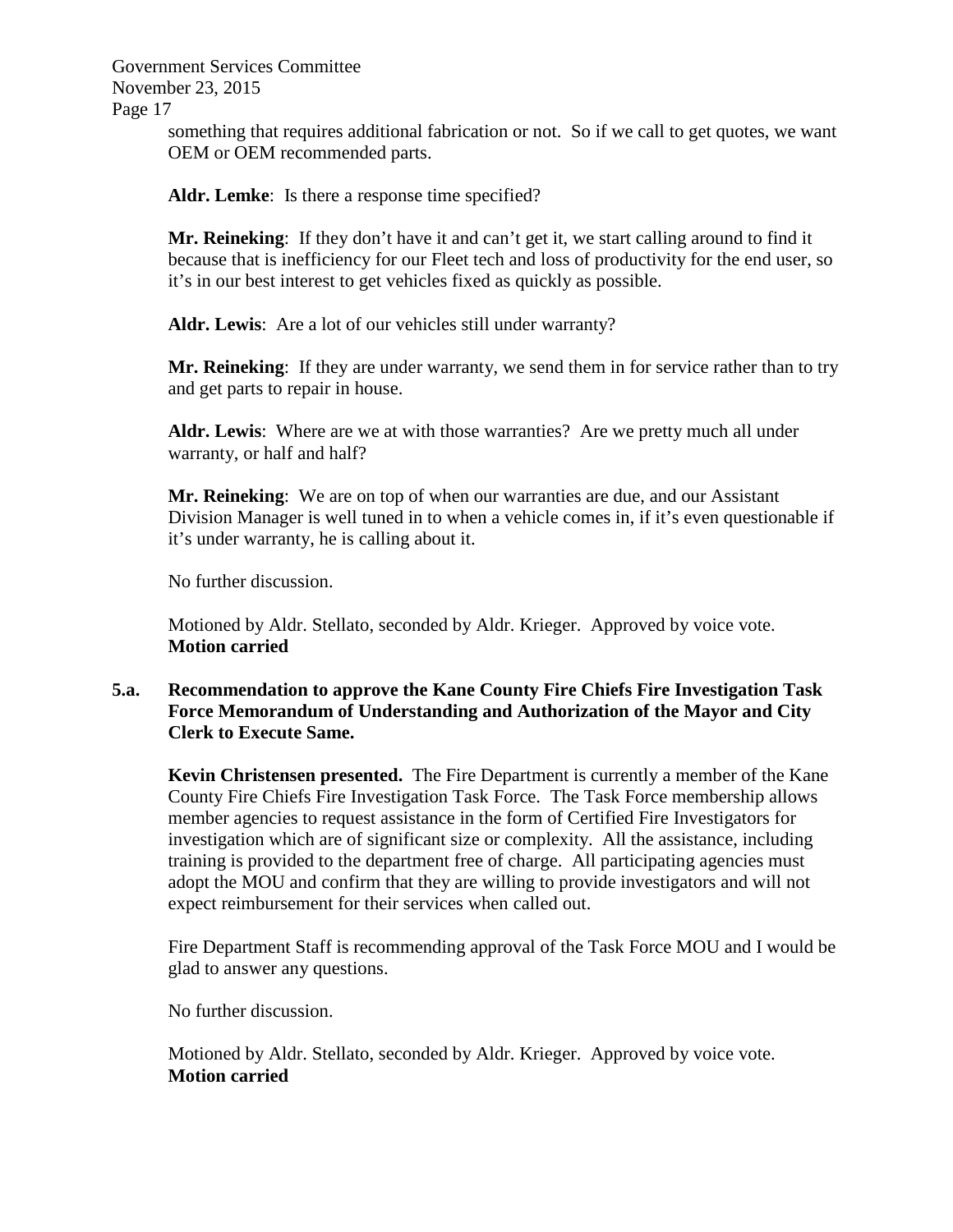something that requires additional fabrication or not. So if we call to get quotes, we want OEM or OEM recommended parts.

**Aldr. Lemke**: Is there a response time specified?

**Mr. Reineking**: If they don't have it and can't get it, we start calling around to find it because that is inefficiency for our Fleet tech and loss of productivity for the end user, so it's in our best interest to get vehicles fixed as quickly as possible.

**Aldr. Lewis**: Are a lot of our vehicles still under warranty?

**Mr. Reineking**: If they are under warranty, we send them in for service rather than to try and get parts to repair in house.

**Aldr. Lewis**: Where are we at with those warranties? Are we pretty much all under warranty, or half and half?

**Mr. Reineking**: We are on top of when our warranties are due, and our Assistant Division Manager is well tuned in to when a vehicle comes in, if it's even questionable if it's under warranty, he is calling about it.

No further discussion.

Motioned by Aldr. Stellato, seconded by Aldr. Krieger. Approved by voice vote.
**Motion carried**

**5.a. Recommendation to approve the Kane County Fire Chiefs Fire Investigation Task Force Memorandum of Understanding and Authorization of the Mayor and City Clerk to Execute Same.**

**Kevin Christensen presented.** The Fire Department is currently a member of the Kane County Fire Chiefs Fire Investigation Task Force. The Task Force membership allows member agencies to request assistance in the form of Certified Fire Investigators for investigation which are of significant size or complexity. All the assistance, including training is provided to the department free of charge. All participating agencies must adopt the MOU and confirm that they are willing to provide investigators and will not expect reimbursement for their services when called out.

Fire Department Staff is recommending approval of the Task Force MOU and I would be glad to answer any questions.

No further discussion.

Motioned by Aldr. Stellato, seconded by Aldr. Krieger. Approved by voice vote.
**Motion carried**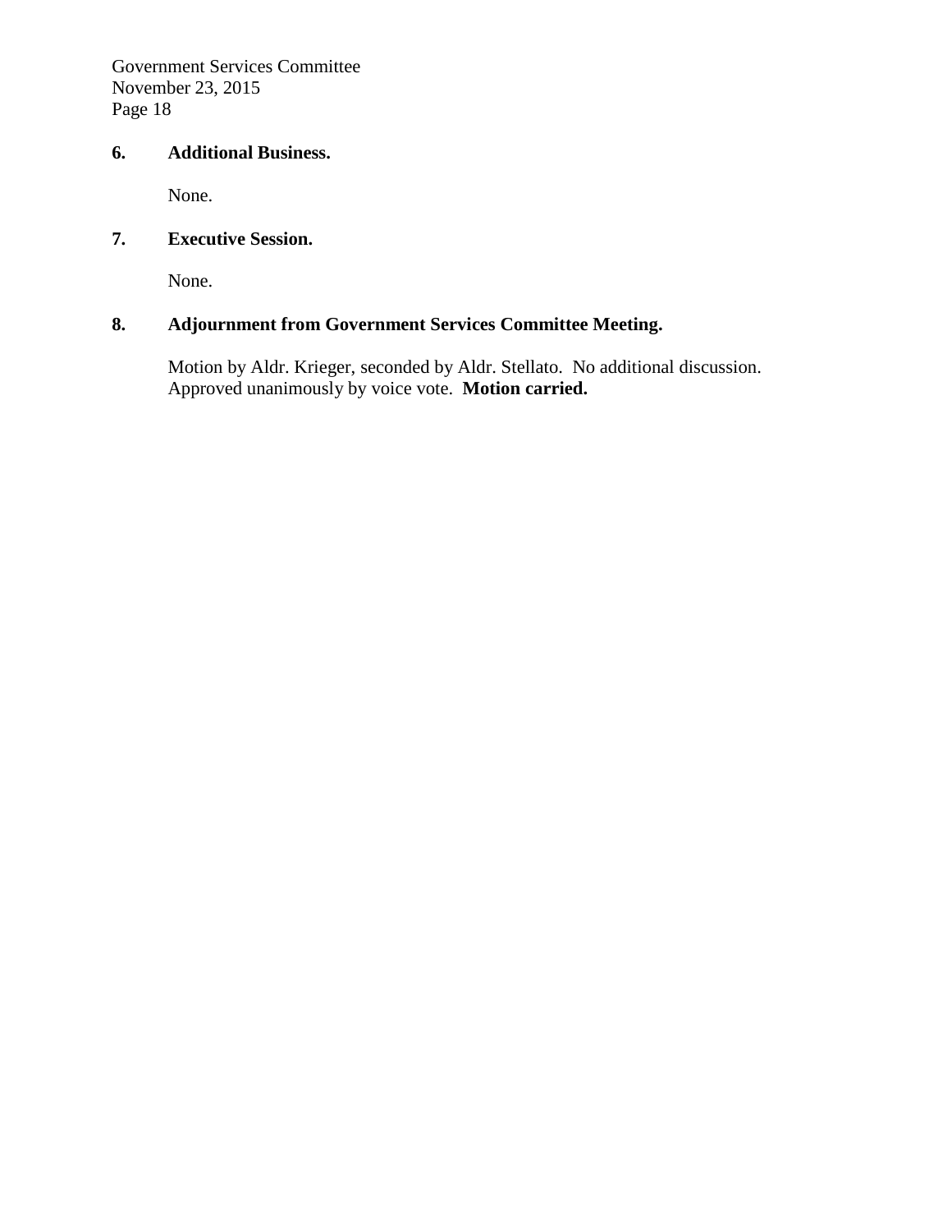**6. Additional Business.**

None.

**7. Executive Session.**

None.

**8. Adjournment from Government Services Committee Meeting.**

Motion by Aldr. Krieger, seconded by Aldr. Stellato. No additional discussion. Approved unanimously by voice vote. **Motion carried.**